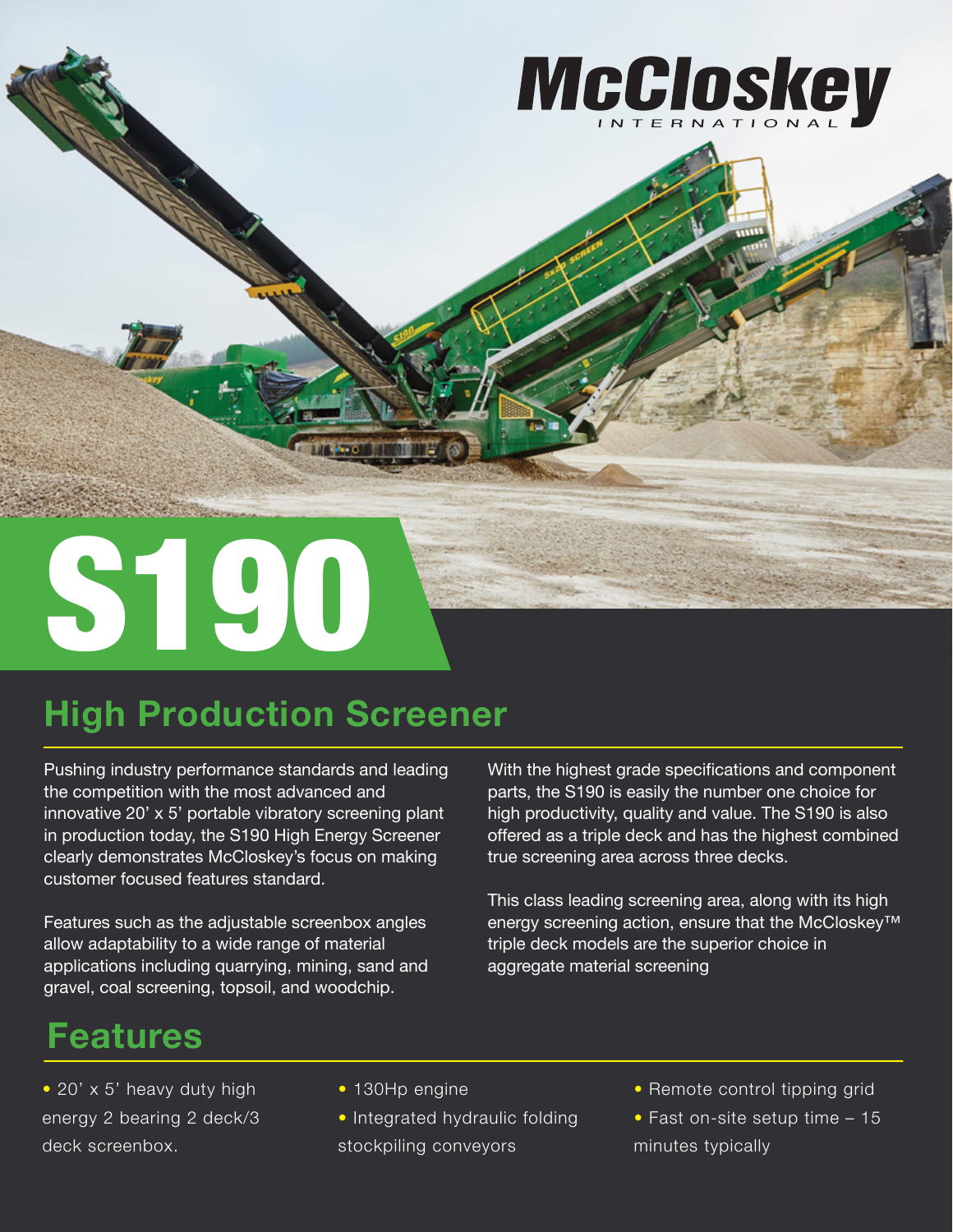McCloskey INTERNATIONAL

# S190

## High Production Screener

Pushing industry performance standards and leading the competition with the most advanced and innovative 20' x 5' portable vibratory screening plant in production today, the S190 High Energy Screener clearly demonstrates McCloskey's focus on making customer focused features standard.

Features such as the adjustable screenbox angles allow adaptability to a wide range of material applications including quarrying, mining, sand and gravel, coal screening, topsoil, and woodchip.

With the highest grade specifications and component parts, the S190 is easily the number one choice for high productivity, quality and value. The S190 is also offered as a triple deck and has the highest combined true screening area across three decks.

This class leading screening area, along with its high energy screening action, ensure that the McCloskey™ triple deck models are the superior choice in aggregate material screening

## Features

- 20' x 5' heavy duty high energy 2 bearing 2 deck/3 deck screenbox.
- 130Hp engine
- Integrated hydraulic folding stockpiling conveyors
- Remote control tipping grid
- Fast on-site setup time – 15 minutes typically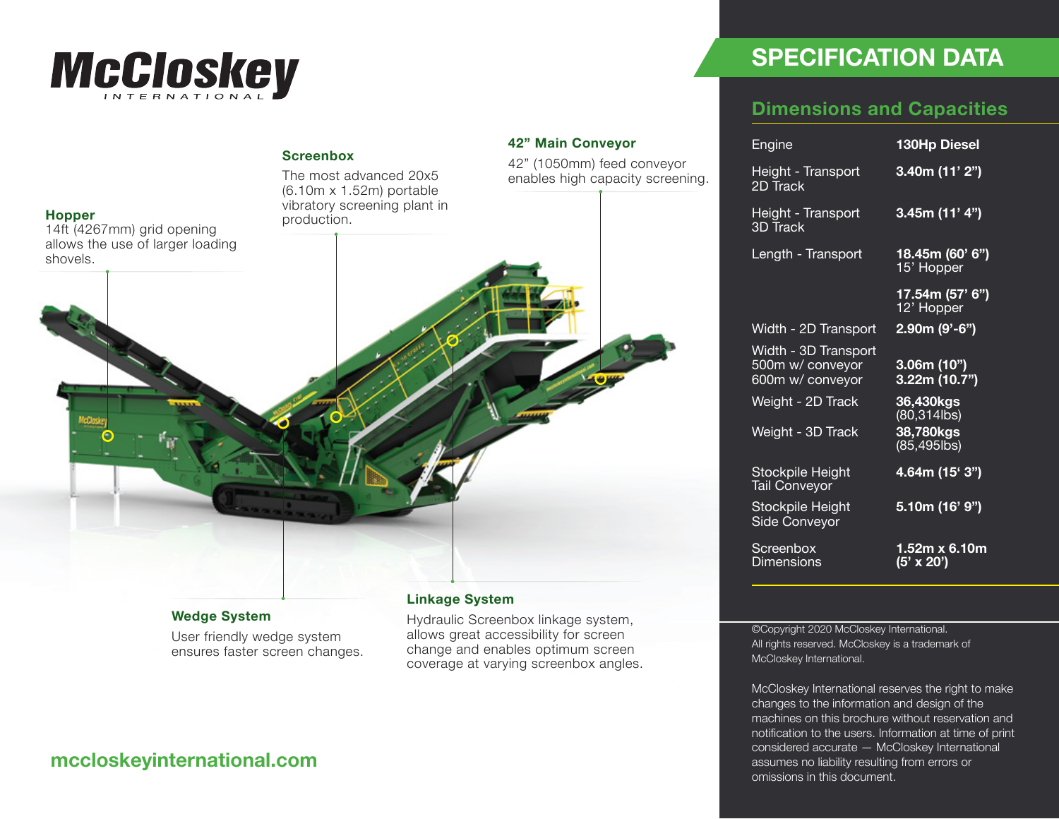# McCloskey INTERNATIONAL

### Hopper
14ft (4267mm) grid opening allows the use of larger loading shovels.

### Screenbox
The most advanced 20x5 (6.10m x 1.52m) portable vibratory screening plant in production.

### 42" Main Conveyor
42" (1050mm) feed conveyor enables high capacity screening.

### Wedge System
User friendly wedge system ensures faster screen changes.

### Linkage System
Hydraulic Screenbox linkage system, allows great accessibility for screen change and enables optimum screen coverage at varying screenbox angles.

**mccloskeyinternational.com**

## SPECIFICATION DATA

### Dimensions and Capacities

| | |
|---|---|
| Engine | **130Hp Diesel** |
| Height - Transport 2D Track | **3.40m (11' 2")** |
| Height - Transport 3D Track | **3.45m (11' 4")** |
| Length - Transport | **18.45m (60' 6")** 15' Hopper |
| | **17.54m (57' 6")** 12' Hopper |
| Width - 2D Transport | **2.90m (9'-6")** |
| Width - 3D Transport 500m w/ conveyor | **3.06m (10")** |
| 600m w/ conveyor | **3.22m (10.7")** |
| Weight - 2D Track | **36,430kgs** (80,314lbs) |
| Weight - 3D Track | **38,780kgs** (85,495lbs) |
| Stockpile Height Tail Conveyor | **4.64m (15' 3")** |
| Stockpile Height Side Conveyor | **5.10m (16' 9")** |
| Screenbox Dimensions | **1.52m x 6.10m (5' x 20')** |

©Copyright 2020 McCloskey International. All rights reserved. McCloskey is a trademark of McCloskey International.

McCloskey International reserves the right to make changes to the information and design of the machines on this brochure without reservation and notification to the users. Information at time of print considered accurate — McCloskey International assumes no liability resulting from errors or omissions in this document.